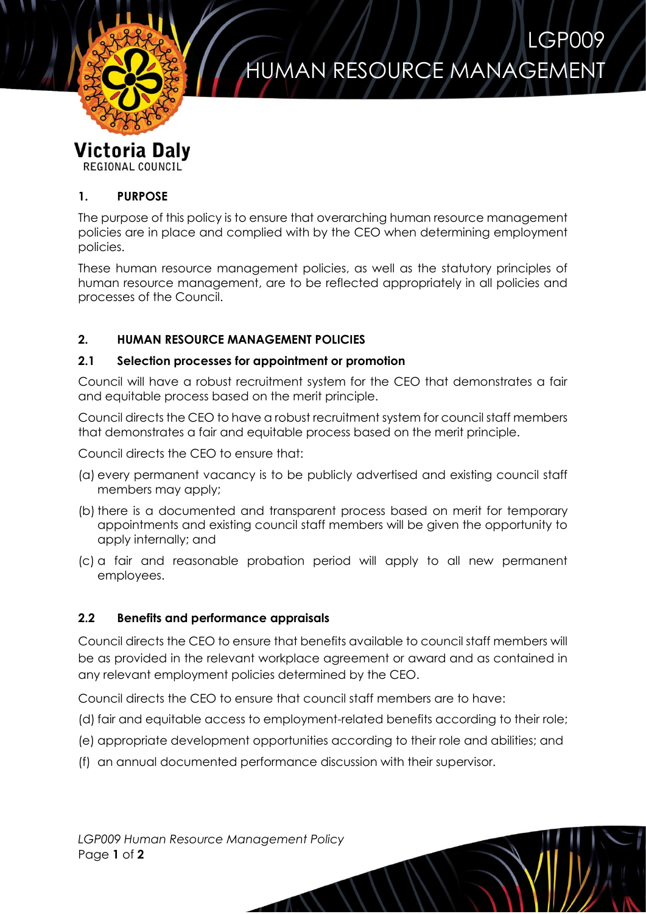# LGP009 HUMAN RESOURCE MANAGEMENT

Victoria Daly
REGIONAL COUNCIL

## 1. PURPOSE

The purpose of this policy is to ensure that overarching human resource management policies are in place and complied with by the CEO when determining employment policies.

These human resource management policies, as well as the statutory principles of human resource management, are to be reflected appropriately in all policies and processes of the Council.

## 2. HUMAN RESOURCE MANAGEMENT POLICIES

### 2.1 Selection processes for appointment or promotion

Council will have a robust recruitment system for the CEO that demonstrates a fair and equitable process based on the merit principle.

Council directs the CEO to have a robust recruitment system for council staff members that demonstrates a fair and equitable process based on the merit principle.

Council directs the CEO to ensure that:

(a) every permanent vacancy is to be publicly advertised and existing council staff members may apply;

(b) there is a documented and transparent process based on merit for temporary appointments and existing council staff members will be given the opportunity to apply internally; and

(c) a fair and reasonable probation period will apply to all new permanent employees.

### 2.2 Benefits and performance appraisals

Council directs the CEO to ensure that benefits available to council staff members will be as provided in the relevant workplace agreement or award and as contained in any relevant employment policies determined by the CEO.

Council directs the CEO to ensure that council staff members are to have:

(d) fair and equitable access to employment-related benefits according to their role;

(e) appropriate development opportunities according to their role and abilities; and

(f) an annual documented performance discussion with their supervisor.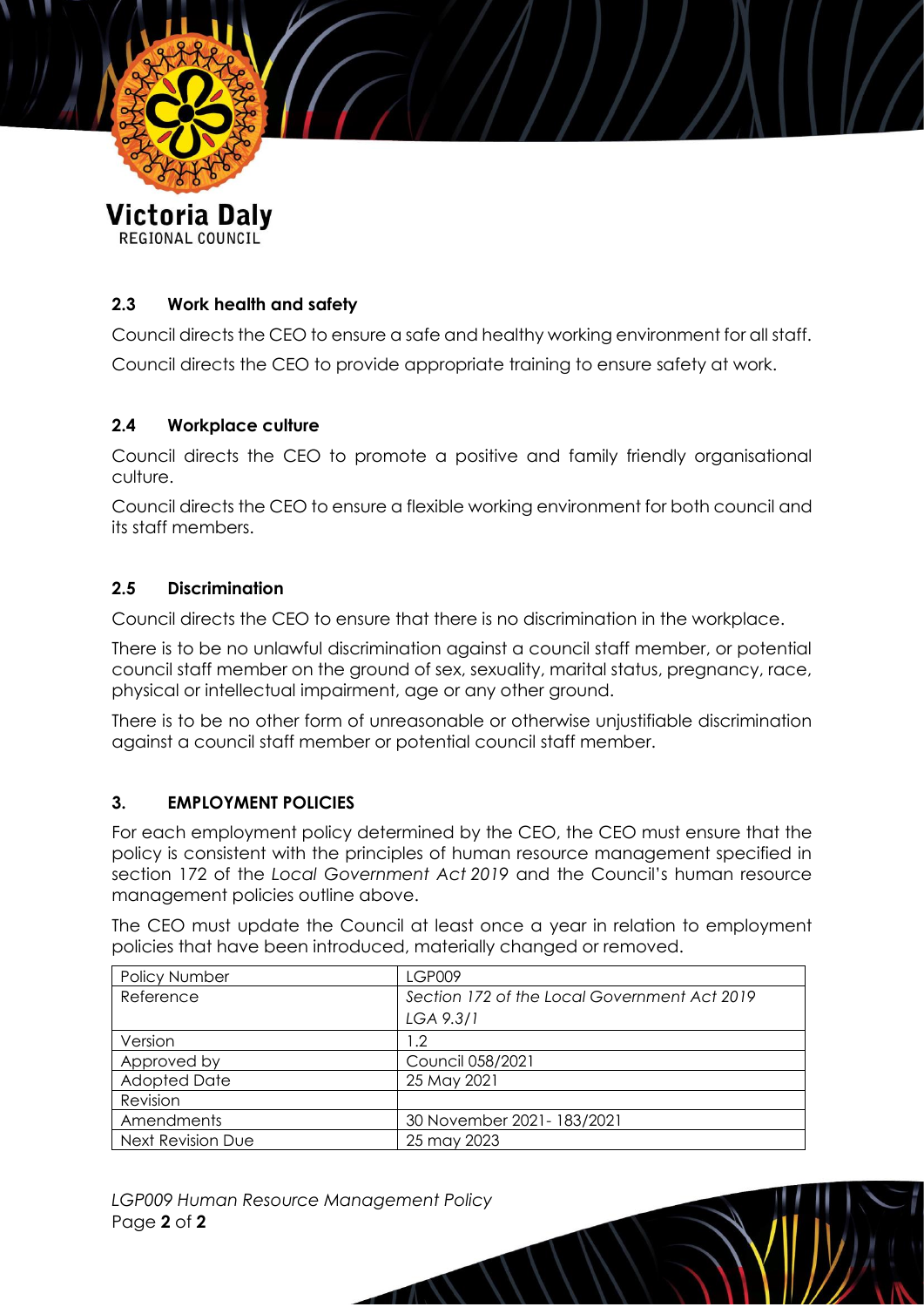### 2.3 Work health and safety

Council directs the CEO to ensure a safe and healthy working environment for all staff.

Council directs the CEO to provide appropriate training to ensure safety at work.

### 2.4 Workplace culture

Council directs the CEO to promote a positive and family friendly organisational culture.

Council directs the CEO to ensure a flexible working environment for both council and its staff members.

### 2.5 Discrimination

Council directs the CEO to ensure that there is no discrimination in the workplace.

There is to be no unlawful discrimination against a council staff member, or potential council staff member on the ground of sex, sexuality, marital status, pregnancy, race, physical or intellectual impairment, age or any other ground.

There is to be no other form of unreasonable or otherwise unjustifiable discrimination against a council staff member or potential council staff member.

## 3. EMPLOYMENT POLICIES

For each employment policy determined by the CEO, the CEO must ensure that the policy is consistent with the principles of human resource management specified in section 172 of the *Local Government Act 2019* and the Council's human resource management policies outline above.

The CEO must update the Council at least once a year in relation to employment policies that have been introduced, materially changed or removed.

| | |
|---|---|
| Policy Number | LGP009 |
| Reference | *Section 172 of the Local Government Act 2019*<br>*LGA 9.3/1* |
| Version | 1.2 |
| Approved by | Council 058/2021 |
| Adopted Date | 25 May 2021 |
| Revision | |
| Amendments | 30 November 2021- 183/2021 |
| Next Revision Due | 25 may 2023 |